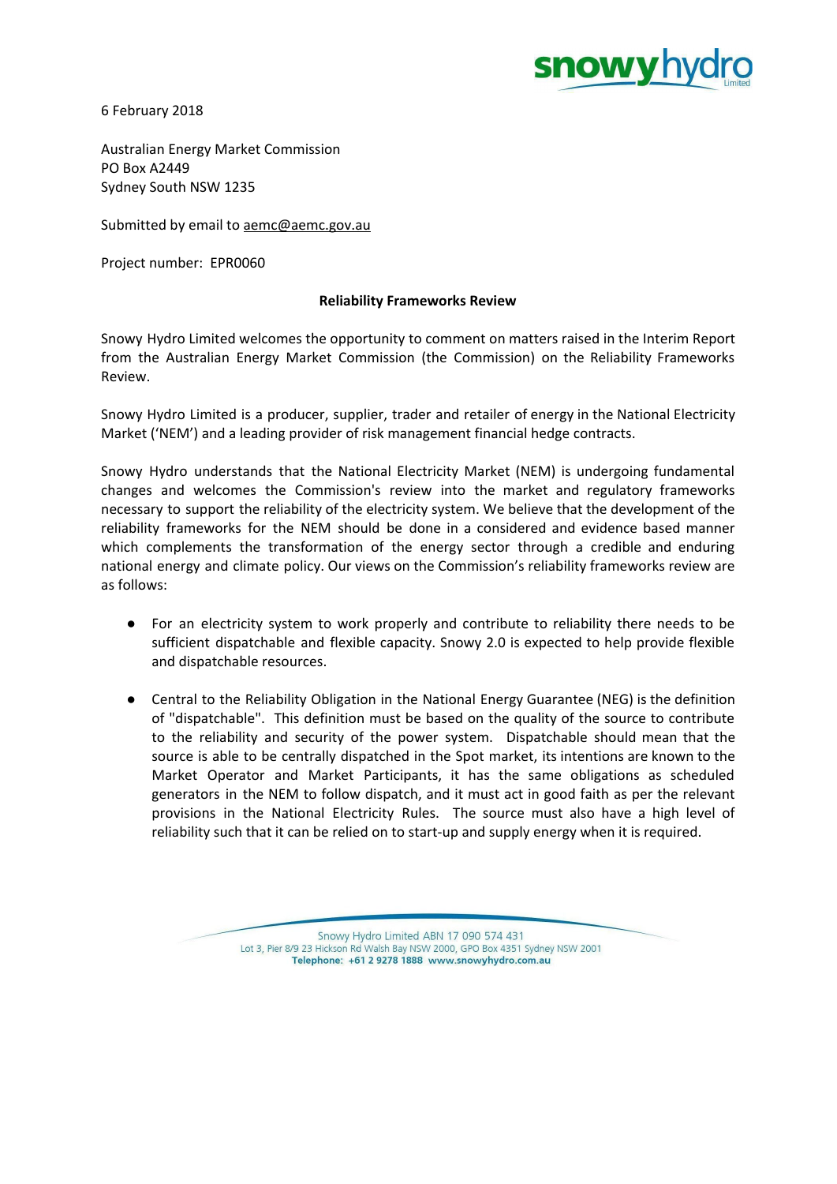6 February 2018

Australian Energy Market Commission
PO Box A2449
Sydney South NSW 1235

Submitted by email to aemc@aemc.gov.au

Project number: EPR0060

**Reliability Frameworks Review**

Snowy Hydro Limited welcomes the opportunity to comment on matters raised in the Interim Report from the Australian Energy Market Commission (the Commission) on the Reliability Frameworks Review.

Snowy Hydro Limited is a producer, supplier, trader and retailer of energy in the National Electricity Market ('NEM') and a leading provider of risk management financial hedge contracts.

Snowy Hydro understands that the National Electricity Market (NEM) is undergoing fundamental changes and welcomes the Commission's review into the market and regulatory frameworks necessary to support the reliability of the electricity system. We believe that the development of the reliability frameworks for the NEM should be done in a considered and evidence based manner which complements the transformation of the energy sector through a credible and enduring national energy and climate policy. Our views on the Commission's reliability frameworks review are as follows:

- For an electricity system to work properly and contribute to reliability there needs to be sufficient dispatchable and flexible capacity. Snowy 2.0 is expected to help provide flexible and dispatchable resources.
- Central to the Reliability Obligation in the National Energy Guarantee (NEG) is the definition of "dispatchable". This definition must be based on the quality of the source to contribute to the reliability and security of the power system. Dispatchable should mean that the source is able to be centrally dispatched in the Spot market, its intentions are known to the Market Operator and Market Participants, it has the same obligations as scheduled generators in the NEM to follow dispatch, and it must act in good faith as per the relevant provisions in the National Electricity Rules. The source must also have a high level of reliability such that it can be relied on to start-up and supply energy when it is required.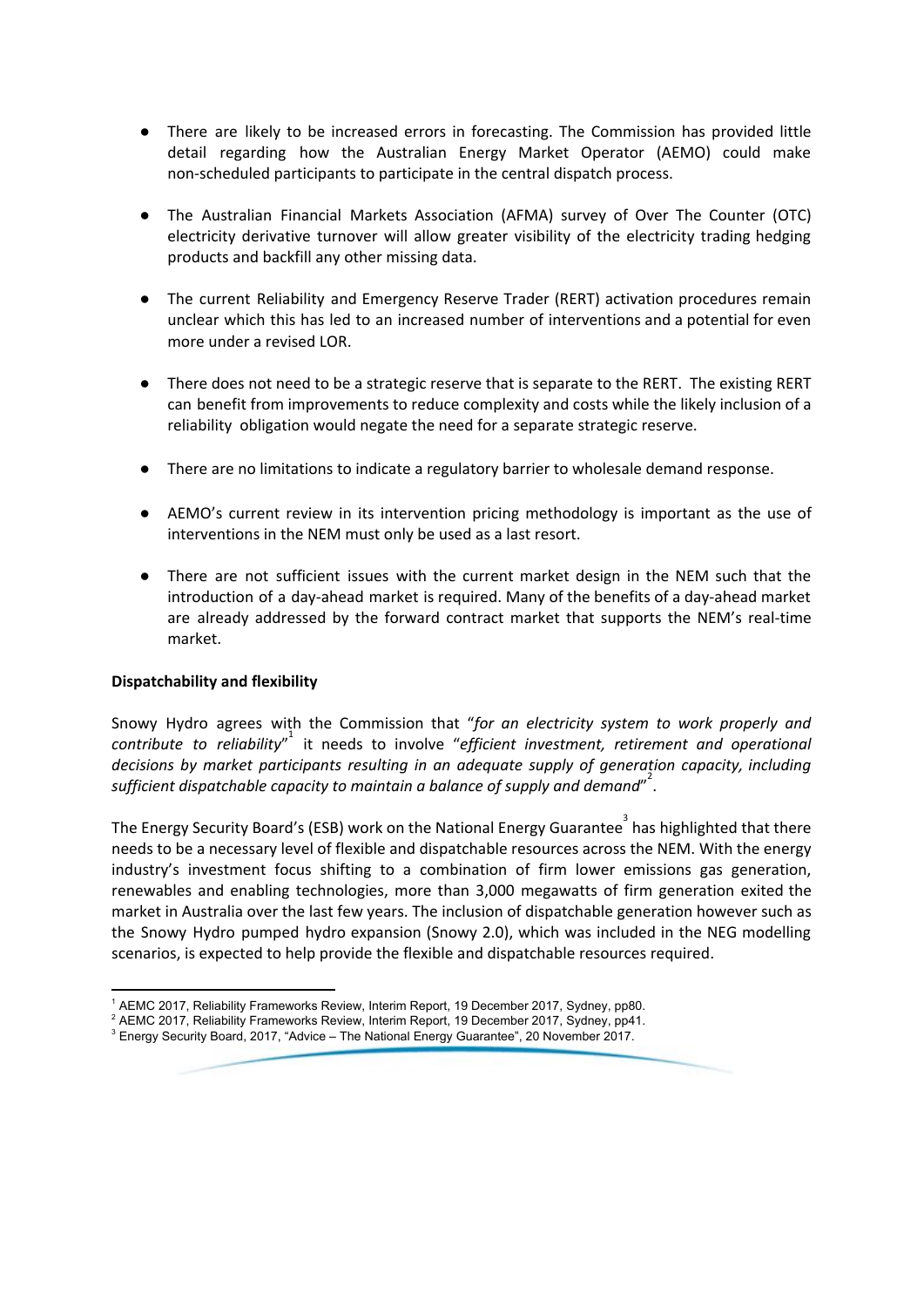- There are likely to be increased errors in forecasting. The Commission has provided little detail regarding how the Australian Energy Market Operator (AEMO) could make non-scheduled participants to participate in the central dispatch process.

- The Australian Financial Markets Association (AFMA) survey of Over The Counter (OTC) electricity derivative turnover will allow greater visibility of the electricity trading hedging products and backfill any other missing data.

- The current Reliability and Emergency Reserve Trader (RERT) activation procedures remain unclear which this has led to an increased number of interventions and a potential for even more under a revised LOR.

- There does not need to be a strategic reserve that is separate to the RERT. The existing RERT can benefit from improvements to reduce complexity and costs while the likely inclusion of a reliability obligation would negate the need for a separate strategic reserve.

- There are no limitations to indicate a regulatory barrier to wholesale demand response.

- AEMO's current review in its intervention pricing methodology is important as the use of interventions in the NEM must only be used as a last resort.

- There are not sufficient issues with the current market design in the NEM such that the introduction of a day-ahead market is required. Many of the benefits of a day-ahead market are already addressed by the forward contract market that supports the NEM's real-time market.

**Dispatchability and flexibility**

Snowy Hydro agrees with the Commission that "*for an electricity system to work properly and contribute to reliability*"[1] it needs to involve "*efficient investment, retirement and operational decisions by market participants resulting in an adequate supply of generation capacity, including sufficient dispatchable capacity to maintain a balance of supply and demand*"[2].

The Energy Security Board's (ESB) work on the National Energy Guarantee[3] has highlighted that there needs to be a necessary level of flexible and dispatchable resources across the NEM. With the energy industry's investment focus shifting to a combination of firm lower emissions gas generation, renewables and enabling technologies, more than 3,000 megawatts of firm generation exited the market in Australia over the last few years. The inclusion of dispatchable generation however such as the Snowy Hydro pumped hydro expansion (Snowy 2.0), which was included in the NEG modelling scenarios, is expected to help provide the flexible and dispatchable resources required.

---

[1] AEMC 2017, Reliability Frameworks Review, Interim Report, 19 December 2017, Sydney, pp80.
[2] AEMC 2017, Reliability Frameworks Review, Interim Report, 19 December 2017, Sydney, pp41.
[3] Energy Security Board, 2017, "Advice – The National Energy Guarantee", 20 November 2017.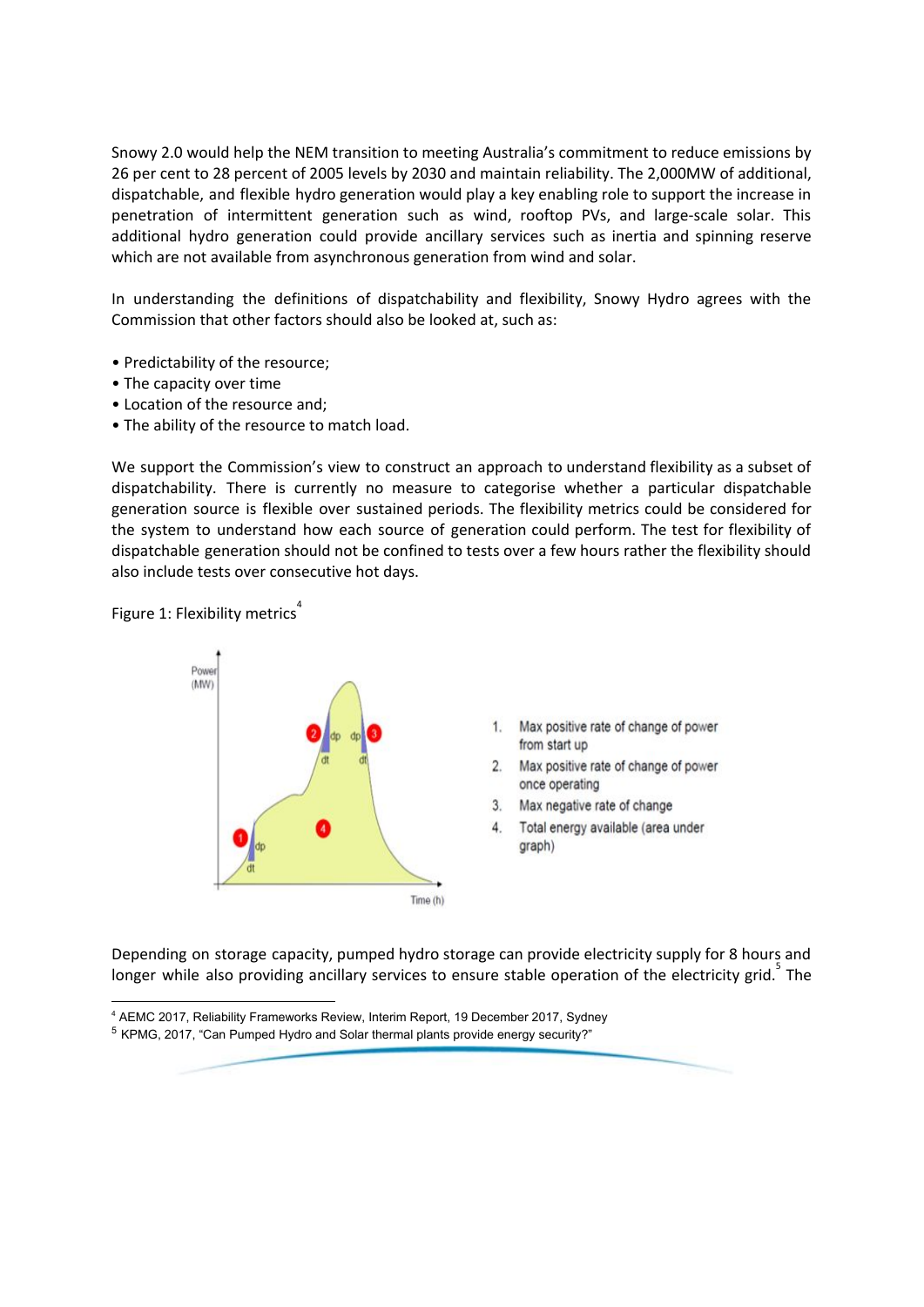Snowy 2.0 would help the NEM transition to meeting Australia's commitment to reduce emissions by 26 per cent to 28 percent of 2005 levels by 2030 and maintain reliability. The 2,000MW of additional, dispatchable, and flexible hydro generation would play a key enabling role to support the increase in penetration of intermittent generation such as wind, rooftop PVs, and large-scale solar. This additional hydro generation could provide ancillary services such as inertia and spinning reserve which are not available from asynchronous generation from wind and solar.

In understanding the definitions of dispatchability and flexibility, Snowy Hydro agrees with the Commission that other factors should also be looked at, such as:

- Predictability of the resource;
- The capacity over time
- Location of the resource and;
- The ability of the resource to match load.

We support the Commission's view to construct an approach to understand flexibility as a subset of dispatchability. There is currently no measure to categorise whether a particular dispatchable generation source is flexible over sustained periods. The flexibility metrics could be considered for the system to understand how each source of generation could perform. The test for flexibility of dispatchable generation should not be confined to tests over a few hours rather the flexibility should also include tests over consecutive hot days.

Figure 1: Flexibility metrics[4]

1. Max positive rate of change of power from start up
2. Max positive rate of change of power once operating
3. Max negative rate of change
4. Total energy available (area under graph)

Depending on storage capacity, pumped hydro storage can provide electricity supply for 8 hours and longer while also providing ancillary services to ensure stable operation of the electricity grid.[5] The

---

[4] AEMC 2017, Reliability Frameworks Review, Interim Report, 19 December 2017, Sydney

[5] KPMG, 2017, "Can Pumped Hydro and Solar thermal plants provide energy security?"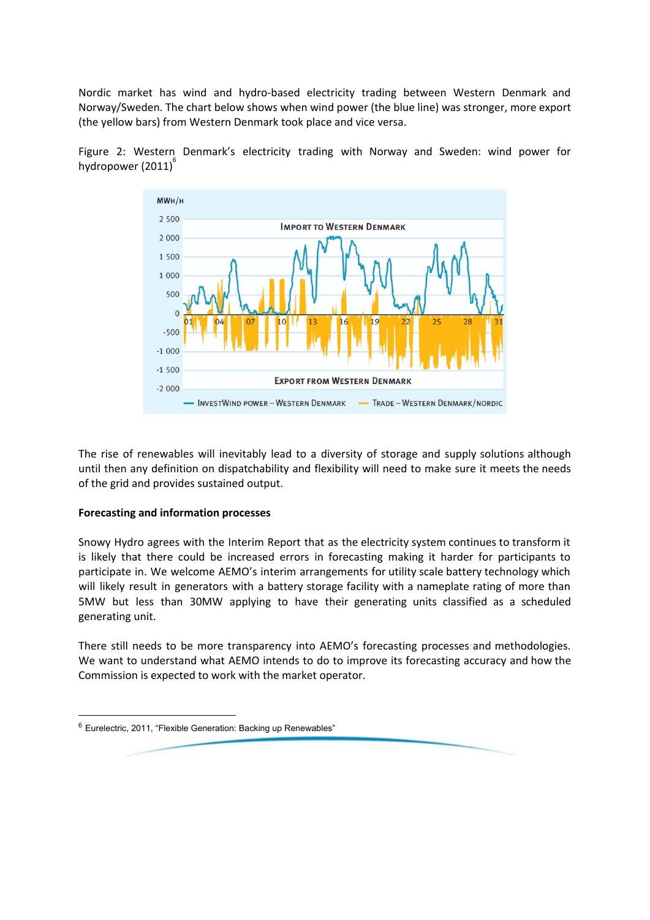Nordic market has wind and hydro-based electricity trading between Western Denmark and Norway/Sweden. The chart below shows when wind power (the blue line) was stronger, more export (the yellow bars) from Western Denmark took place and vice versa.

Figure 2: Western Denmark's electricity trading with Norway and Sweden: wind power for hydropower (2011)[6]

The rise of renewables will inevitably lead to a diversity of storage and supply solutions although until then any definition on dispatchability and flexibility will need to make sure it meets the needs of the grid and provides sustained output.

**Forecasting and information processes**

Snowy Hydro agrees with the Interim Report that as the electricity system continues to transform it is likely that there could be increased errors in forecasting making it harder for participants to participate in. We welcome AEMO's interim arrangements for utility scale battery technology which will likely result in generators with a battery storage facility with a nameplate rating of more than 5MW but less than 30MW applying to have their generating units classified as a scheduled generating unit.

There still needs to be more transparency into AEMO's forecasting processes and methodologies. We want to understand what AEMO intends to do to improve its forecasting accuracy and how the Commission is expected to work with the market operator.

[6] Eurelectric, 2011, "Flexible Generation: Backing up Renewables"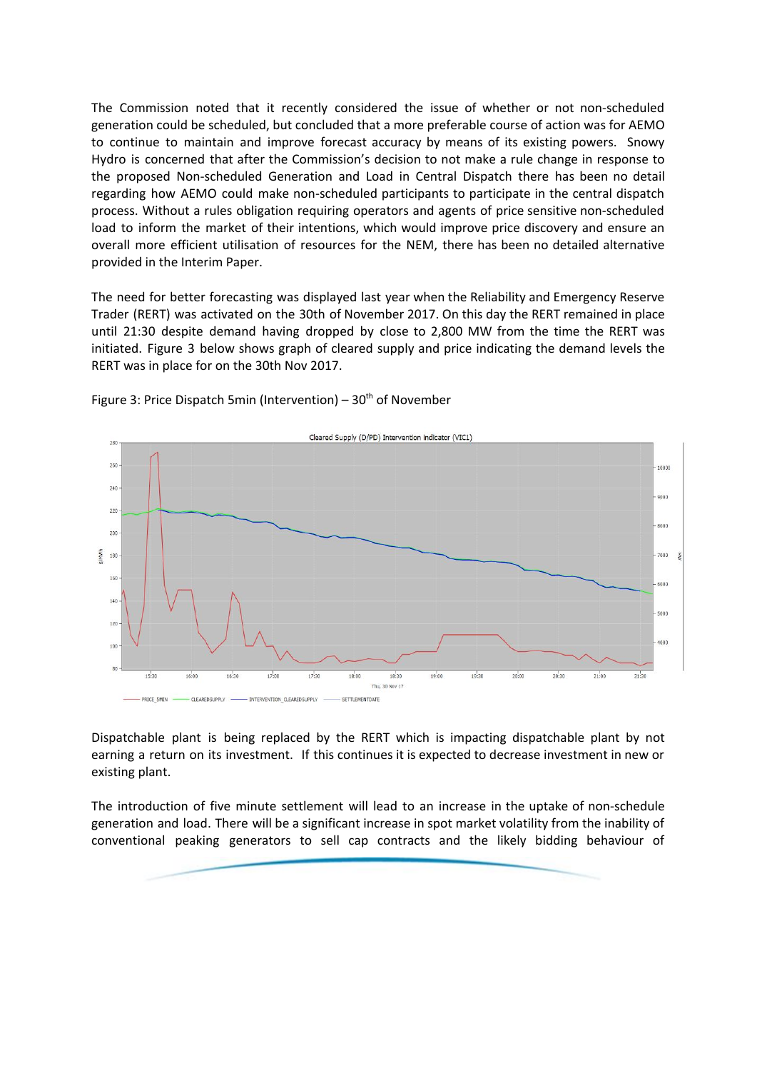The Commission noted that it recently considered the issue of whether or not non-scheduled generation could be scheduled, but concluded that a more preferable course of action was for AEMO to continue to maintain and improve forecast accuracy by means of its existing powers. Snowy Hydro is concerned that after the Commission's decision to not make a rule change in response to the proposed Non-scheduled Generation and Load in Central Dispatch there has been no detail regarding how AEMO could make non-scheduled participants to participate in the central dispatch process. Without a rules obligation requiring operators and agents of price sensitive non-scheduled load to inform the market of their intentions, which would improve price discovery and ensure an overall more efficient utilisation of resources for the NEM, there has been no detailed alternative provided in the Interim Paper.

The need for better forecasting was displayed last year when the Reliability and Emergency Reserve Trader (RERT) was activated on the 30th of November 2017. On this day the RERT remained in place until 21:30 despite demand having dropped by close to 2,800 MW from the time the RERT was initiated. Figure 3 below shows graph of cleared supply and price indicating the demand levels the RERT was in place for on the 30th Nov 2017.

Figure 3: Price Dispatch 5min (Intervention) – 30th of November

Dispatchable plant is being replaced by the RERT which is impacting dispatchable plant by not earning a return on its investment. If this continues it is expected to decrease investment in new or existing plant.

The introduction of five minute settlement will lead to an increase in the uptake of non-schedule generation and load. There will be a significant increase in spot market volatility from the inability of conventional peaking generators to sell cap contracts and the likely bidding behaviour of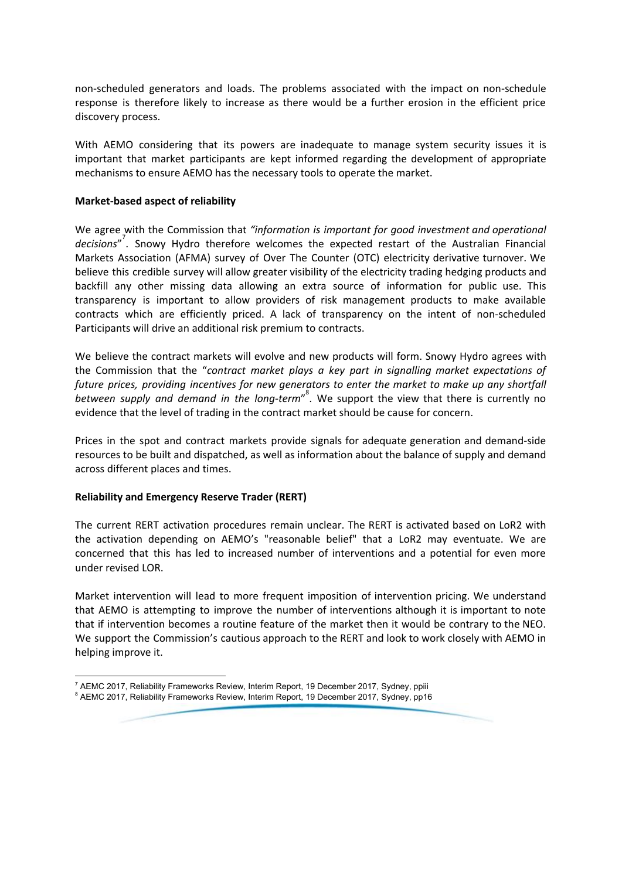non-scheduled generators and loads. The problems associated with the impact on non-schedule response is therefore likely to increase as there would be a further erosion in the efficient price discovery process.

With AEMO considering that its powers are inadequate to manage system security issues it is important that market participants are kept informed regarding the development of appropriate mechanisms to ensure AEMO has the necessary tools to operate the market.

**Market-based aspect of reliability**

We agree with the Commission that *"information is important for good investment and operational decisions"*[7]. Snowy Hydro therefore welcomes the expected restart of the Australian Financial Markets Association (AFMA) survey of Over The Counter (OTC) electricity derivative turnover. We believe this credible survey will allow greater visibility of the electricity trading hedging products and backfill any other missing data allowing an extra source of information for public use. This transparency is important to allow providers of risk management products to make available contracts which are efficiently priced. A lack of transparency on the intent of non-scheduled Participants will drive an additional risk premium to contracts.

We believe the contract markets will evolve and new products will form. Snowy Hydro agrees with the Commission that the "*contract market plays a key part in signalling market expectations of future prices, providing incentives for new generators to enter the market to make up any shortfall between supply and demand in the long-term*"[8]. We support the view that there is currently no evidence that the level of trading in the contract market should be cause for concern.

Prices in the spot and contract markets provide signals for adequate generation and demand-side resources to be built and dispatched, as well as information about the balance of supply and demand across different places and times.

**Reliability and Emergency Reserve Trader (RERT)**

The current RERT activation procedures remain unclear. The RERT is activated based on LoR2 with the activation depending on AEMO's "reasonable belief" that a LoR2 may eventuate. We are concerned that this has led to increased number of interventions and a potential for even more under revised LOR.

Market intervention will lead to more frequent imposition of intervention pricing. We understand that AEMO is attempting to improve the number of interventions although it is important to note that if intervention becomes a routine feature of the market then it would be contrary to the NEO. We support the Commission's cautious approach to the RERT and look to work closely with AEMO in helping improve it.

[7] AEMC 2017, Reliability Frameworks Review, Interim Report, 19 December 2017, Sydney, ppiii

[8] AEMC 2017, Reliability Frameworks Review, Interim Report, 19 December 2017, Sydney, pp16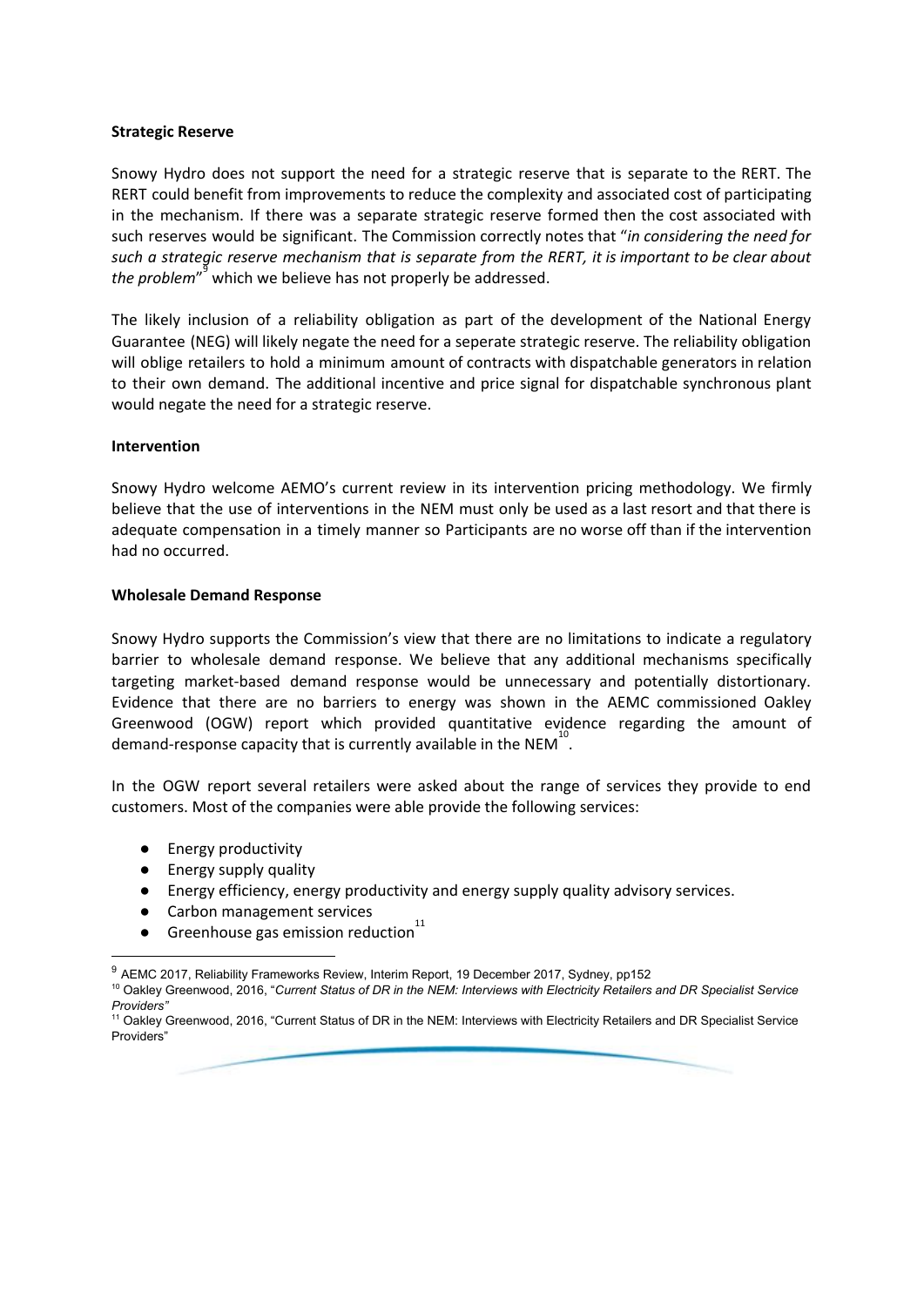**Strategic Reserve**

Snowy Hydro does not support the need for a strategic reserve that is separate to the RERT. The RERT could benefit from improvements to reduce the complexity and associated cost of participating in the mechanism. If there was a separate strategic reserve formed then the cost associated with such reserves would be significant. The Commission correctly notes that "*in considering the need for such a strategic reserve mechanism that is separate from the RERT, it is important to be clear about the problem*"[9] which we believe has not properly be addressed.

The likely inclusion of a reliability obligation as part of the development of the National Energy Guarantee (NEG) will likely negate the need for a seperate strategic reserve. The reliability obligation will oblige retailers to hold a minimum amount of contracts with dispatchable generators in relation to their own demand. The additional incentive and price signal for dispatchable synchronous plant would negate the need for a strategic reserve.

**Intervention**

Snowy Hydro welcome AEMO's current review in its intervention pricing methodology. We firmly believe that the use of interventions in the NEM must only be used as a last resort and that there is adequate compensation in a timely manner so Participants are no worse off than if the intervention had no occurred.

**Wholesale Demand Response**

Snowy Hydro supports the Commission's view that there are no limitations to indicate a regulatory barrier to wholesale demand response. We believe that any additional mechanisms specifically targeting market-based demand response would be unnecessary and potentially distortionary. Evidence that there are no barriers to energy was shown in the AEMC commissioned Oakley Greenwood (OGW) report which provided quantitative evidence regarding the amount of demand-response capacity that is currently available in the NEM[10].

In the OGW report several retailers were asked about the range of services they provide to end customers. Most of the companies were able provide the following services:

- Energy productivity
- Energy supply quality
- Energy efficiency, energy productivity and energy supply quality advisory services.
- Carbon management services
- Greenhouse gas emission reduction[11]

---

[9] AEMC 2017, Reliability Frameworks Review, Interim Report, 19 December 2017, Sydney, pp152

[10] Oakley Greenwood, 2016, "*Current Status of DR in the NEM: Interviews with Electricity Retailers and DR Specialist Service Providers"*

[11] Oakley Greenwood, 2016, "Current Status of DR in the NEM: Interviews with Electricity Retailers and DR Specialist Service Providers"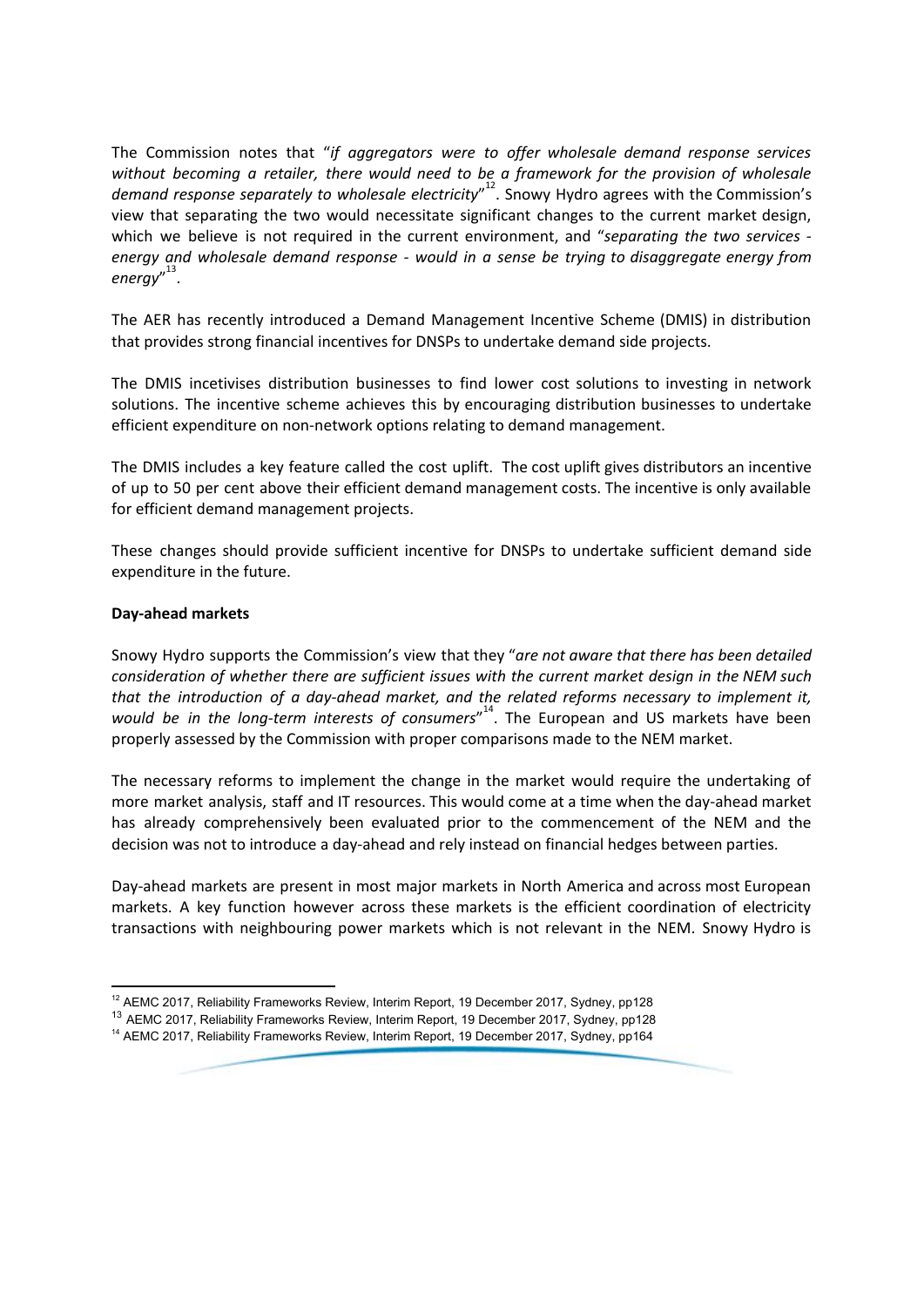The Commission notes that "*if aggregators were to offer wholesale demand response services without becoming a retailer, there would need to be a framework for the provision of wholesale demand response separately to wholesale electricity*"[12]. Snowy Hydro agrees with the Commission's view that separating the two would necessitate significant changes to the current market design, which we believe is not required in the current environment, and "*separating the two services - energy and wholesale demand response - would in a sense be trying to disaggregate energy from energy*"[13].

The AER has recently introduced a Demand Management Incentive Scheme (DMIS) in distribution that provides strong financial incentives for DNSPs to undertake demand side projects.

The DMIS incetivises distribution businesses to find lower cost solutions to investing in network solutions. The incentive scheme achieves this by encouraging distribution businesses to undertake efficient expenditure on non-network options relating to demand management.

The DMIS includes a key feature called the cost uplift. The cost uplift gives distributors an incentive of up to 50 per cent above their efficient demand management costs. The incentive is only available for efficient demand management projects.

These changes should provide sufficient incentive for DNSPs to undertake sufficient demand side expenditure in the future.

**Day-ahead markets**

Snowy Hydro supports the Commission's view that they "*are not aware that there has been detailed consideration of whether there are sufficient issues with the current market design in the NEM such that the introduction of a day-ahead market, and the related reforms necessary to implement it, would be in the long-term interests of consumers*"[14]. The European and US markets have been properly assessed by the Commission with proper comparisons made to the NEM market.

The necessary reforms to implement the change in the market would require the undertaking of more market analysis, staff and IT resources. This would come at a time when the day-ahead market has already comprehensively been evaluated prior to the commencement of the NEM and the decision was not to introduce a day-ahead and rely instead on financial hedges between parties.

Day-ahead markets are present in most major markets in North America and across most European markets. A key function however across these markets is the efficient coordination of electricity transactions with neighbouring power markets which is not relevant in the NEM. Snowy Hydro is

---

[12] AEMC 2017, Reliability Frameworks Review, Interim Report, 19 December 2017, Sydney, pp128

[13] AEMC 2017, Reliability Frameworks Review, Interim Report, 19 December 2017, Sydney, pp128

[14] AEMC 2017, Reliability Frameworks Review, Interim Report, 19 December 2017, Sydney, pp164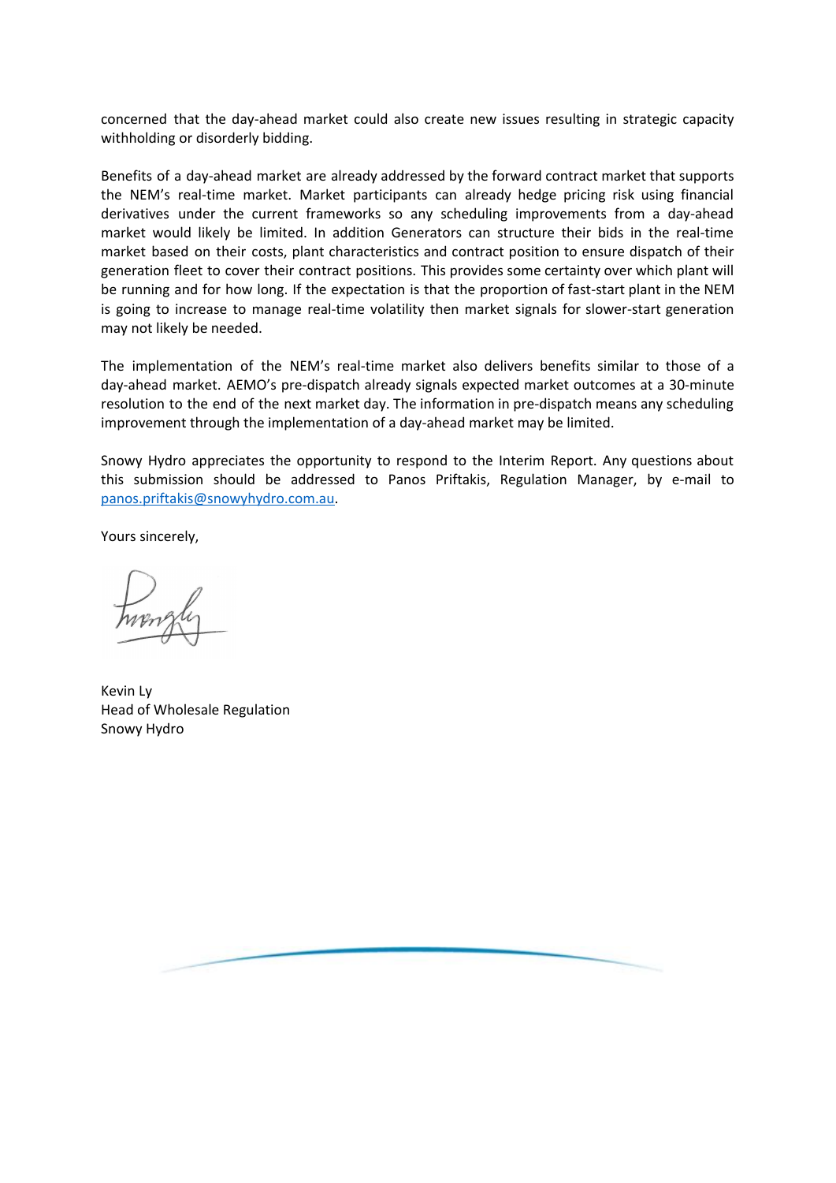concerned that the day-ahead market could also create new issues resulting in strategic capacity withholding or disorderly bidding.

Benefits of a day-ahead market are already addressed by the forward contract market that supports the NEM's real-time market. Market participants can already hedge pricing risk using financial derivatives under the current frameworks so any scheduling improvements from a day-ahead market would likely be limited. In addition Generators can structure their bids in the real-time market based on their costs, plant characteristics and contract position to ensure dispatch of their generation fleet to cover their contract positions. This provides some certainty over which plant will be running and for how long. If the expectation is that the proportion of fast-start plant in the NEM is going to increase to manage real-time volatility then market signals for slower-start generation may not likely be needed.

The implementation of the NEM's real-time market also delivers benefits similar to those of a day-ahead market. AEMO's pre-dispatch already signals expected market outcomes at a 30-minute resolution to the end of the next market day. The information in pre-dispatch means any scheduling improvement through the implementation of a day-ahead market may be limited.

Snowy Hydro appreciates the opportunity to respond to the Interim Report. Any questions about this submission should be addressed to Panos Priftakis, Regulation Manager, by e-mail to panos.priftakis@snowyhydro.com.au.

Yours sincerely,

Kevin Ly
Head of Wholesale Regulation
Snowy Hydro